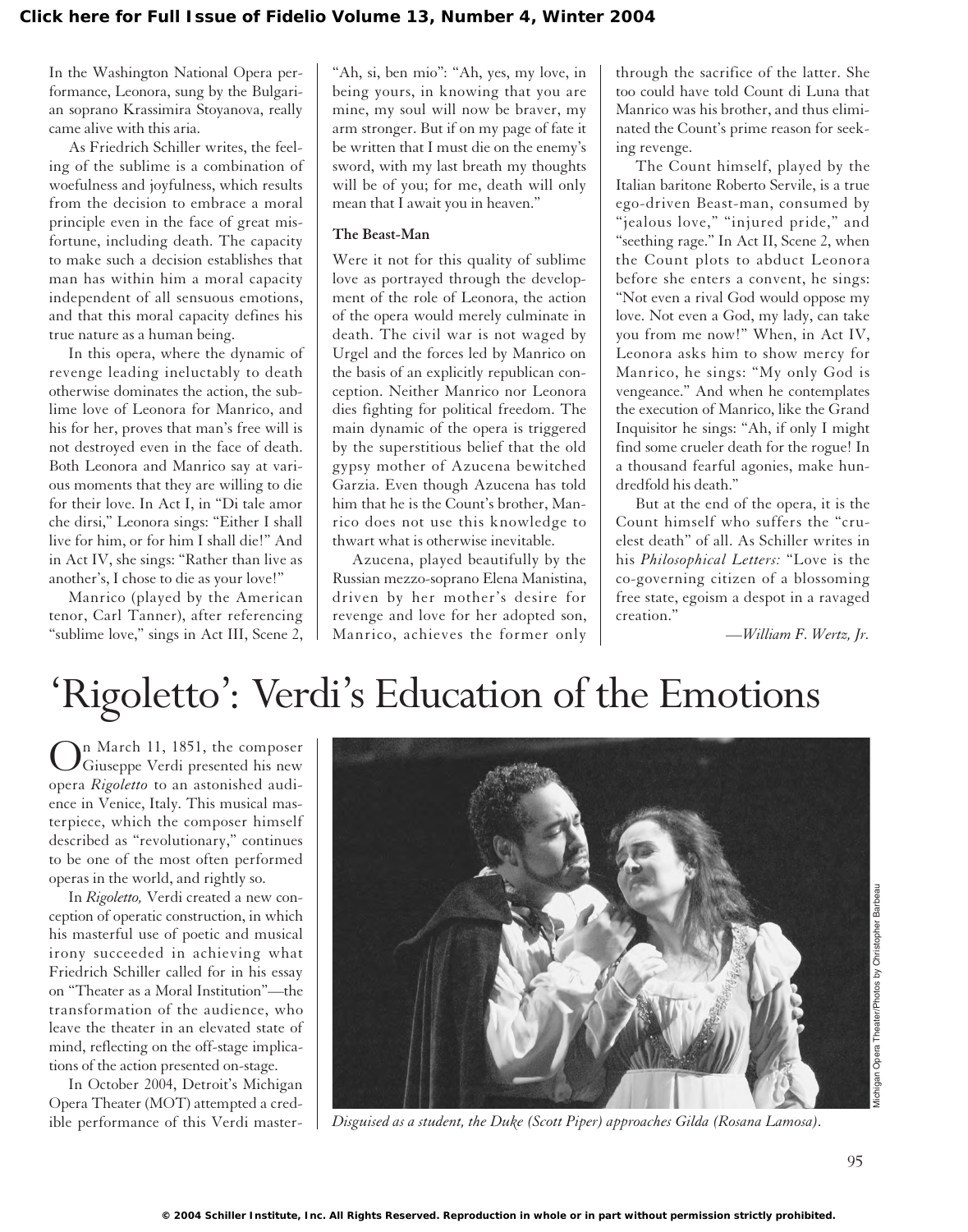In the Washington National Opera performance, Leonora, sung by the Bulgarian soprano Krassimira Stoyanova, really came alive with this aria.

As Friedrich Schiller writes, the feeling of the sublime is a combination of woefulness and joyfulness, which results from the decision to embrace a moral principle even in the face of great misfortune, including death. The capacity to make such a decision establishes that man has within him a moral capacity independent of all sensuous emotions, and that this moral capacity defines his true nature as a human being.

In this opera, where the dynamic of revenge leading ineluctably to death otherwise dominates the action, the sublime love of Leonora for Manrico, and his for her, proves that man's free will is not destroyed even in the face of death. Both Leonora and Manrico say at various moments that they are willing to die for their love. In Act I, in "Di tale amor che dirsi," Leonora sings: "Either I shall live for him, or for him I shall die!" And in Act IV, she sings: "Rather than live as another's, I chose to die as your love!"

Manrico (played by the American tenor, Carl Tanner), after referencing "sublime love," sings in Act III, Scene 2, "Ah, si, ben mio": "Ah, yes, my love, in being yours, in knowing that you are mine, my soul will now be braver, my arm stronger. But if on my page of fate it be written that I must die on the enemy's sword, with my last breath my thoughts will be of you; for me, death will only mean that I await you in heaven."

**The Beast-Man**

Were it not for this quality of sublime love as portrayed through the development of the role of Leonora, the action of the opera would merely culminate in death. The civil war is not waged by Urgel and the forces led by Manrico on the basis of an explicitly republican conception. Neither Manrico nor Leonora dies fighting for political freedom. The main dynamic of the opera is triggered by the superstitious belief that the old gypsy mother of Azucena bewitched Garzia. Even though Azucena has told him that he is the Count's brother, Manrico does not use this knowledge to thwart what is otherwise inevitable.

Azucena, played beautifully by the Russian mezzo-soprano Elena Manistina, driven by her mother's desire for revenge and love for her adopted son, Manrico, achieves the former only through the sacrifice of the latter. She too could have told Count di Luna that Manrico was his brother, and thus eliminated the Count's prime reason for seeking revenge.

The Count himself, played by the Italian baritone Roberto Servile, is a true ego-driven Beast-man, consumed by "jealous love," "injured pride," and "seething rage." In Act II, Scene 2, when the Count plots to abduct Leonora before she enters a convent, he sings: "Not even a rival God would oppose my love. Not even a God, my lady, can take you from me now!" When, in Act IV, Leonora asks him to show mercy for Manrico, he sings: "My only God is vengeance." And when he contemplates the execution of Manrico, like the Grand Inquisitor he sings: "Ah, if only I might find some crueler death for the rogue! In a thousand fearful agonies, make hundredfold his death."

But at the end of the opera, it is the Count himself who suffers the "cruelest death" of all. As Schiller writes in his *Philosophical Letters:* "Love is the co-governing citizen of a blossoming free state, egoism a despot in a ravaged creation."

*—William F. Wertz, Jr.*

# 'Rigoletto': Verdi's Education of the Emotions

On March 11, 1851, the composer Giuseppe Verdi presented his new opera *Rigoletto* to an astonished audience in Venice, Italy. This musical masterpiece, which the composer himself described as "revolutionary," continues to be one of the most often performed operas in the world, and rightly so.

In *Rigoletto,* Verdi created a new conception of operatic construction, in which his masterful use of poetic and musical irony succeeded in achieving what Friedrich Schiller called for in his essay on "Theater as a Moral Institution"—the transformation of the audience, who leave the theater in an elevated state of mind, reflecting on the off-stage implications of the action presented on-stage.

In October 2004, Detroit's Michigan Opera Theater (MOT) attempted a credible performance of this Verdi master-

*Disguised as a student, the Duke (Scott Piper) approaches Gilda (Rosana Lamosa).*

Michigan Opera Theater/Photos by Christopher Barbeau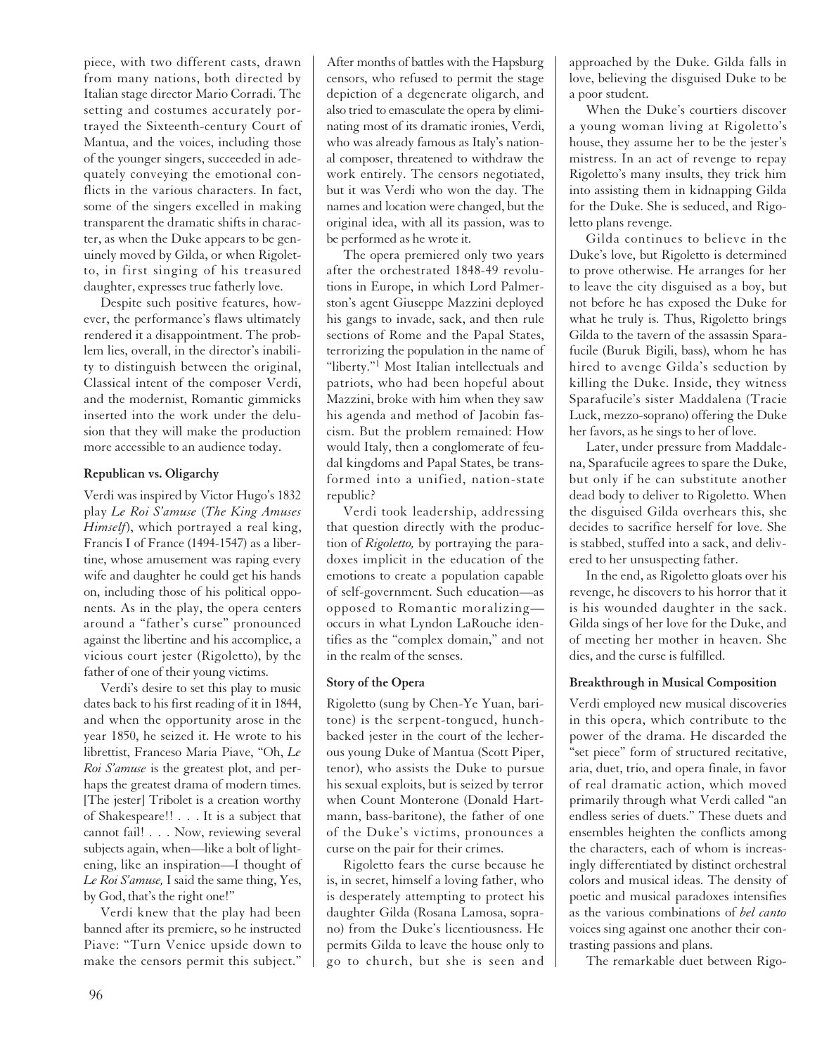piece, with two different casts, drawn from many nations, both directed by Italian stage director Mario Corradi. The setting and costumes accurately portrayed the Sixteenth-century Court of Mantua, and the voices, including those of the younger singers, succeeded in adequately conveying the emotional conflicts in the various characters. In fact, some of the singers excelled in making transparent the dramatic shifts in character, as when the Duke appears to be genuinely moved by Gilda, or when Rigoletto, in first singing of his treasured daughter, expresses true fatherly love.

Despite such positive features, however, the performance's flaws ultimately rendered it a disappointment. The problem lies, overall, in the director's inability to distinguish between the original, Classical intent of the composer Verdi, and the modernist, Romantic gimmicks inserted into the work under the delusion that they will make the production more accessible to an audience today.

**Republican vs. Oligarchy**

Verdi was inspired by Victor Hugo's 1832 play *Le Roi S'amuse* (*The King Amuses Himself*), which portrayed a real king, Francis I of France (1494-1547) as a libertine, whose amusement was raping every wife and daughter he could get his hands on, including those of his political opponents. As in the play, the opera centers around a "father's curse" pronounced against the libertine and his accomplice, a vicious court jester (Rigoletto), by the father of one of their young victims.

Verdi's desire to set this play to music dates back to his first reading of it in 1844, and when the opportunity arose in the year 1850, he seized it. He wrote to his librettist, Franceso Maria Piave, "Oh, *Le Roi S'amuse* is the greatest plot, and perhaps the greatest drama of modern times. [The jester] Tribolet is a creation worthy of Shakespeare!! . . . It is a subject that cannot fail! . . . Now, reviewing several subjects again, when—like a bolt of lightening, like an inspiration—I thought of *Le Roi S'amuse,* I said the same thing, Yes, by God, that's the right one!"

Verdi knew that the play had been banned after its premiere, so he instructed Piave: "Turn Venice upside down to make the censors permit this subject." After months of battles with the Hapsburg censors, who refused to permit the stage depiction of a degenerate oligarch, and also tried to emasculate the opera by eliminating most of its dramatic ironies, Verdi, who was already famous as Italy's national composer, threatened to withdraw the work entirely. The censors negotiated, but it was Verdi who won the day. The names and location were changed, but the original idea, with all its passion, was to be performed as he wrote it.

The opera premiered only two years after the orchestrated 1848-49 revolutions in Europe, in which Lord Palmerston's agent Giuseppe Mazzini deployed his gangs to invade, sack, and then rule sections of Rome and the Papal States, terrorizing the population in the name of "liberty."[1] Most Italian intellectuals and patriots, who had been hopeful about Mazzini, broke with him when they saw his agenda and method of Jacobin fascism. But the problem remained: How would Italy, then a conglomerate of feudal kingdoms and Papal States, be transformed into a unified, nation-state republic?

Verdi took leadership, addressing that question directly with the production of *Rigoletto,* by portraying the paradoxes implicit in the education of the emotions to create a population capable of self-government. Such education—as opposed to Romantic moralizing—occurs in what Lyndon LaRouche identifies as the "complex domain," and not in the realm of the senses.

**Story of the Opera**

Rigoletto (sung by Chen-Ye Yuan, baritone) is the serpent-tongued, hunchbacked jester in the court of the lecherous young Duke of Mantua (Scott Piper, tenor), who assists the Duke to pursue his sexual exploits, but is seized by terror when Count Monterone (Donald Hartmann, bass-baritone), the father of one of the Duke's victims, pronounces a curse on the pair for their crimes.

Rigoletto fears the curse because he is, in secret, himself a loving father, who is desperately attempting to protect his daughter Gilda (Rosana Lamosa, soprano) from the Duke's licentiousness. He permits Gilda to leave the house only to go to church, but she is seen and approached by the Duke. Gilda falls in love, believing the disguised Duke to be a poor student.

When the Duke's courtiers discover a young woman living at Rigoletto's house, they assume her to be the jester's mistress. In an act of revenge to repay Rigoletto's many insults, they trick him into assisting them in kidnapping Gilda for the Duke. She is seduced, and Rigoletto plans revenge.

Gilda continues to believe in the Duke's love, but Rigoletto is determined to prove otherwise. He arranges for her to leave the city disguised as a boy, but not before he has exposed the Duke for what he truly is. Thus, Rigoletto brings Gilda to the tavern of the assassin Sparafucile (Buruk Bigili, bass), whom he has hired to avenge Gilda's seduction by killing the Duke. Inside, they witness Sparafucile's sister Maddalena (Tracie Luck, mezzo-soprano) offering the Duke her favors, as he sings to her of love.

Later, under pressure from Maddalena, Sparafucile agrees to spare the Duke, but only if he can substitute another dead body to deliver to Rigoletto. When the disguised Gilda overhears this, she decides to sacrifice herself for love. She is stabbed, stuffed into a sack, and delivered to her unsuspecting father.

In the end, as Rigoletto gloats over his revenge, he discovers to his horror that it is his wounded daughter in the sack. Gilda sings of her love for the Duke, and of meeting her mother in heaven. She dies, and the curse is fulfilled.

**Breakthrough in Musical Composition**

Verdi employed new musical discoveries in this opera, which contribute to the power of the drama. He discarded the "set piece" form of structured recitative, aria, duet, trio, and opera finale, in favor of real dramatic action, which moved primarily through what Verdi called "an endless series of duets." These duets and ensembles heighten the conflicts among the characters, each of whom is increasingly differentiated by distinct orchestral colors and musical ideas. The density of poetic and musical paradoxes intensifies as the various combinations of *bel canto* voices sing against one another their contrasting passions and plans.

The remarkable duet between Rigo-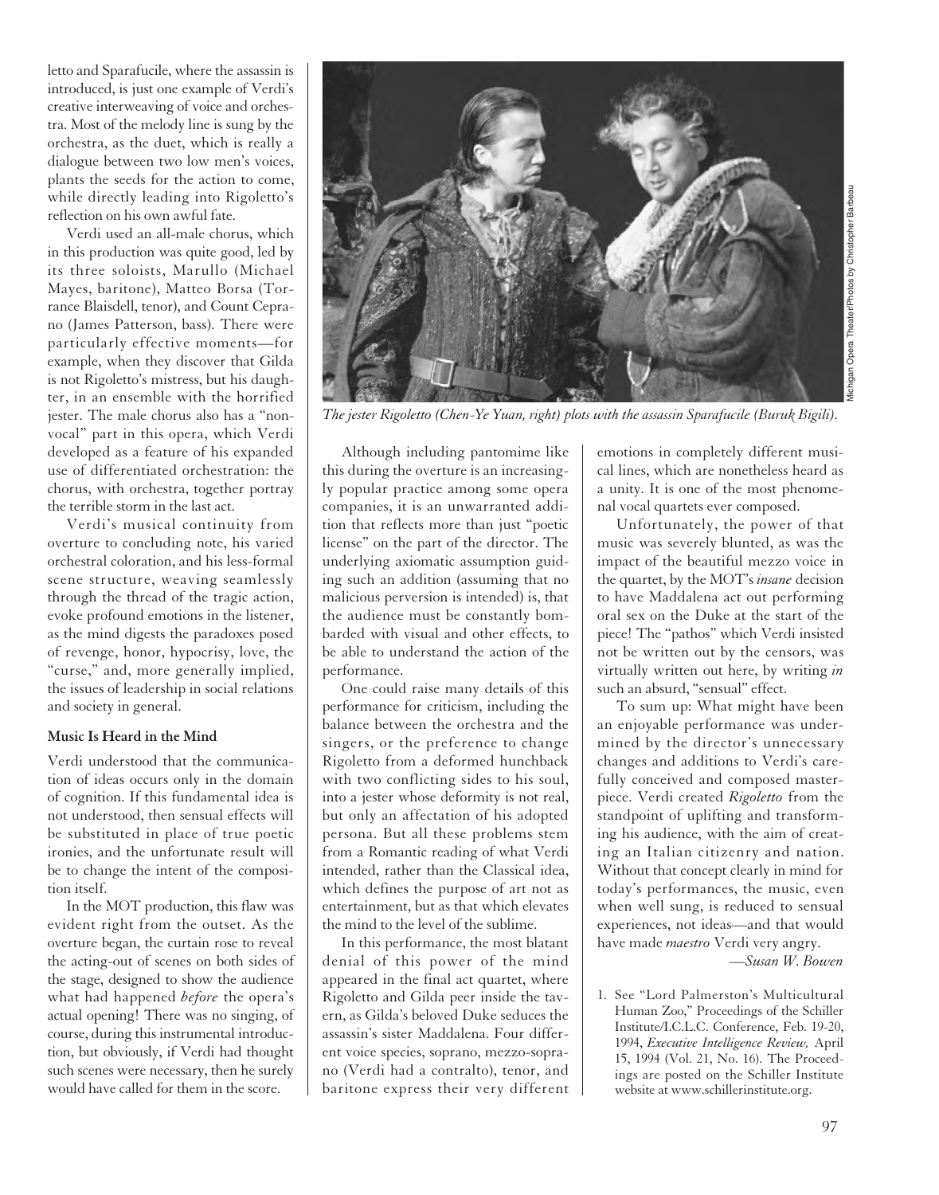letto and Sparafucile, where the assassin is introduced, is just one example of Verdi's creative interweaving of voice and orchestra. Most of the melody line is sung by the orchestra, as the duet, which is really a dialogue between two low men's voices, plants the seeds for the action to come, while directly leading into Rigoletto's reflection on his own awful fate.

Verdi used an all-male chorus, which in this production was quite good, led by its three soloists, Marullo (Michael Mayes, baritone), Matteo Borsa (Torrance Blaisdell, tenor), and Count Ceprano (James Patterson, bass). There were particularly effective moments—for example, when they discover that Gilda is not Rigoletto's mistress, but his daughter, in an ensemble with the horrified jester. The male chorus also has a "non-vocal" part in this opera, which Verdi developed as a feature of his expanded use of differentiated orchestration: the chorus, with orchestra, together portray the terrible storm in the last act.

Verdi's musical continuity from overture to concluding note, his varied orchestral coloration, and his less-formal scene structure, weaving seamlessly through the thread of the tragic action, evoke profound emotions in the listener, as the mind digests the paradoxes posed of revenge, honor, hypocrisy, love, the "curse," and, more generally implied, the issues of leadership in social relations and society in general.

### Music Is Heard in the Mind

Verdi understood that the communication of ideas occurs only in the domain of cognition. If this fundamental idea is not understood, then sensual effects will be substituted in place of true poetic ironies, and the unfortunate result will be to change the intent of the composition itself.

In the MOT production, this flaw was evident right from the outset. As the overture began, the curtain rose to reveal the acting-out of scenes on both sides of the stage, designed to show the audience what had happened *before* the opera's actual opening! There was no singing, of course, during this instrumental introduction, but obviously, if Verdi had thought such scenes were necessary, then he surely would have called for them in the score.

*The jester Rigoletto (Chen-Ye Yuan, right) plots with the assassin Sparafucile (Buruk Bigili).*

Michigan Opera Theater/Photos by Christopher Barbeau

Although including pantomime like this during the overture is an increasingly popular practice among some opera companies, it is an unwarranted addition that reflects more than just "poetic license" on the part of the director. The underlying axiomatic assumption guiding such an addition (assuming that no malicious perversion is intended) is, that the audience must be constantly bombarded with visual and other effects, to be able to understand the action of the performance.

One could raise many details of this performance for criticism, including the balance between the orchestra and the singers, or the preference to change Rigoletto from a deformed hunchback with two conflicting sides to his soul, into a jester whose deformity is not real, but only an affectation of his adopted persona. But all these problems stem from a Romantic reading of what Verdi intended, rather than the Classical idea, which defines the purpose of art not as entertainment, but as that which elevates the mind to the level of the sublime.

In this performance, the most blatant denial of this power of the mind appeared in the final act quartet, where Rigoletto and Gilda peer inside the tavern, as Gilda's beloved Duke seduces the assassin's sister Maddalena. Four different voice species, soprano, mezzo-soprano (Verdi had a contralto), tenor, and baritone express their very different emotions in completely different musical lines, which are nonetheless heard as a unity. It is one of the most phenomenal vocal quartets ever composed.

Unfortunately, the power of that music was severely blunted, as was the impact of the beautiful mezzo voice in the quartet, by the MOT's *insane* decision to have Maddalena act out performing oral sex on the Duke at the start of the piece! The "pathos" which Verdi insisted not be written out by the censors, was virtually written out here, by writing *in* such an absurd, "sensual" effect.

To sum up: What might have been an enjoyable performance was undermined by the director's unnecessary changes and additions to Verdi's carefully conceived and composed masterpiece. Verdi created *Rigoletto* from the standpoint of uplifting and transforming his audience, with the aim of creating an Italian citizenry and nation. Without that concept clearly in mind for today's performances, the music, even when well sung, is reduced to sensual experiences, not ideas—and that would have made *maestro* Verdi very angry.

*—Susan W. Bowen*

1. See "Lord Palmerston's Multicultural Human Zoo," Proceedings of the Schiller Institute/I.C.L.C. Conference, Feb. 19-20, 1994, *Executive Intelligence Review,* April 15, 1994 (Vol. 21, No. 16). The Proceedings are posted on the Schiller Institute website at www.schillerinstitute.org.